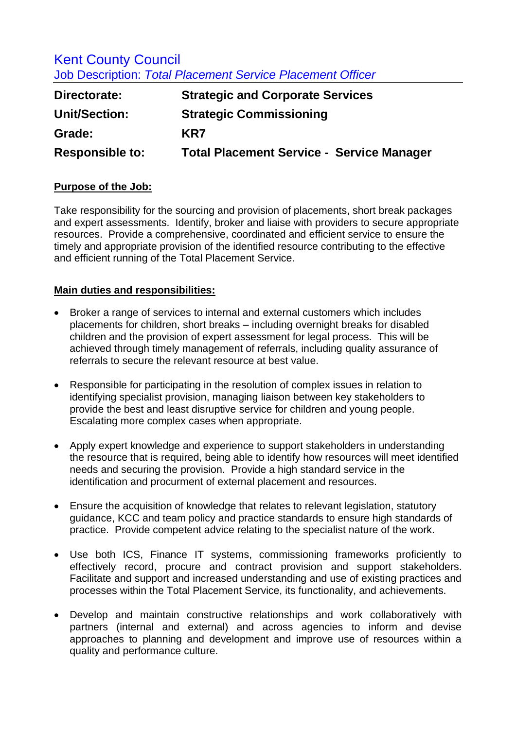# Kent County Council

## Job Description: *Total Placement Service Placement Officer*

| | |
|---|---|
| **Directorate:** | **Strategic and Corporate Services** |
| **Unit/Section:** | **Strategic Commissioning** |
| **Grade:** | **KR7** |
| **Responsible to:** | **Total Placement Service - Service Manager** |

**Purpose of the Job:**

Take responsibility for the sourcing and provision of placements, short break packages and expert assessments. Identify, broker and liaise with providers to secure appropriate resources. Provide a comprehensive, coordinated and efficient service to ensure the timely and appropriate provision of the identified resource contributing to the effective and efficient running of the Total Placement Service.

**Main duties and responsibilities:**

- Broker a range of services to internal and external customers which includes placements for children, short breaks – including overnight breaks for disabled children and the provision of expert assessment for legal process. This will be achieved through timely management of referrals, including quality assurance of referrals to secure the relevant resource at best value.

- Responsible for participating in the resolution of complex issues in relation to identifying specialist provision, managing liaison between key stakeholders to provide the best and least disruptive service for children and young people. Escalating more complex cases when appropriate.

- Apply expert knowledge and experience to support stakeholders in understanding the resource that is required, being able to identify how resources will meet identified needs and securing the provision. Provide a high standard service in the identification and procurement of external placement and resources.

- Ensure the acquisition of knowledge that relates to relevant legislation, statutory guidance, KCC and team policy and practice standards to ensure high standards of practice. Provide competent advice relating to the specialist nature of the work.

- Use both ICS, Finance IT systems, commissioning frameworks proficiently to effectively record, procure and contract provision and support stakeholders. Facilitate and support and increased understanding and use of existing practices and processes within the Total Placement Service, its functionality, and achievements.

- Develop and maintain constructive relationships and work collaboratively with partners (internal and external) and across agencies to inform and devise approaches to planning and development and improve use of resources within a quality and performance culture.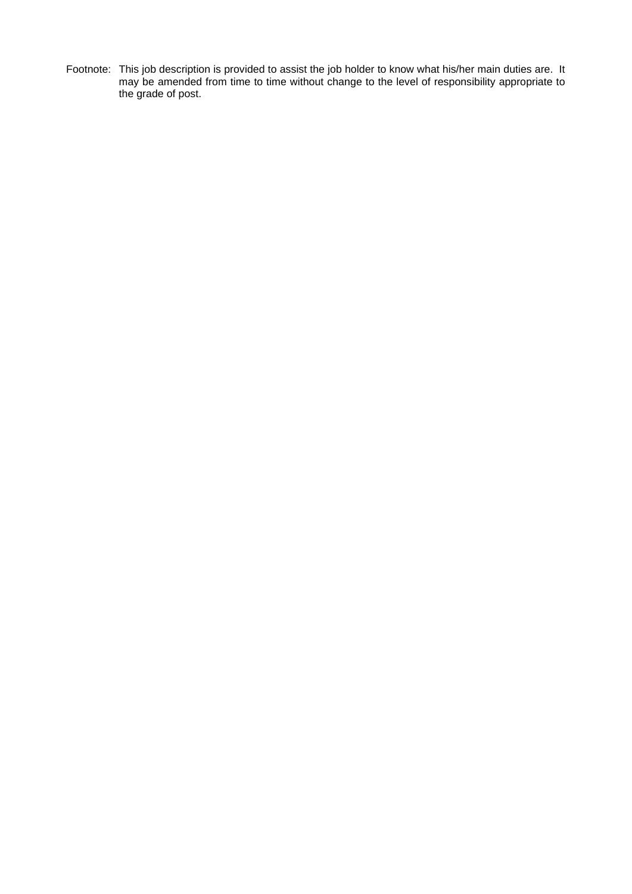Footnote: This job description is provided to assist the job holder to know what his/her main duties are. It may be amended from time to time without change to the level of responsibility appropriate to the grade of post.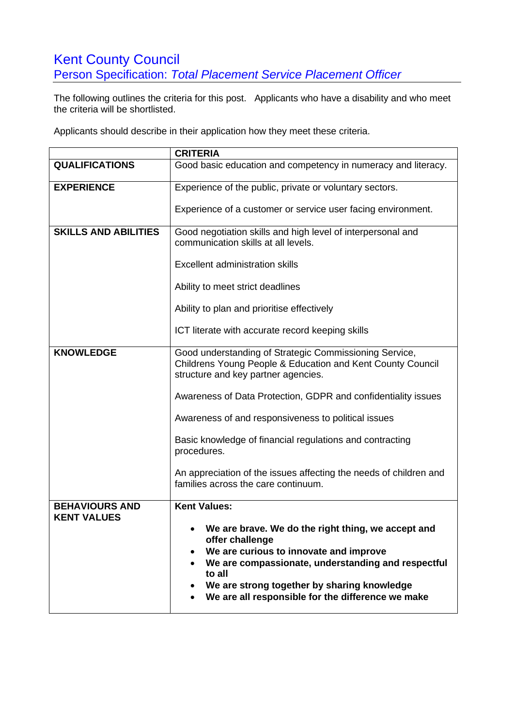# Kent County Council
## Person Specification: *Total Placement Service Placement Officer*

The following outlines the criteria for this post. Applicants who have a disability and who meet the criteria will be shortlisted.

Applicants should describe in their application how they meet these criteria.

| | **CRITERIA** |
|---|---|
| **QUALIFICATIONS** | Good basic education and competency in numeracy and literacy. |
| **EXPERIENCE** | Experience of the public, private or voluntary sectors.<br><br>Experience of a customer or service user facing environment. |
| **SKILLS AND ABILITIES** | Good negotiation skills and high level of interpersonal and communication skills at all levels.<br><br>Excellent administration skills<br><br>Ability to meet strict deadlines<br><br>Ability to plan and prioritise effectively<br><br>ICT literate with accurate record keeping skills |
| **KNOWLEDGE** | Good understanding of Strategic Commissioning Service, Childrens Young People & Education and Kent County Council structure and key partner agencies.<br><br>Awareness of Data Protection, GDPR and confidentiality issues<br><br>Awareness of and responsiveness to political issues<br><br>Basic knowledge of financial regulations and contracting procedures.<br><br>An appreciation of the issues affecting the needs of children and families across the care continuum. |
| **BEHAVIOURS AND KENT VALUES** | **Kent Values:**<br><br>• **We are brave. We do the right thing, we accept and offer challenge**<br>• **We are curious to innovate and improve**<br>• **We are compassionate, understanding and respectful to all**<br>• **We are strong together by sharing knowledge**<br>• **We are all responsible for the difference we make** |